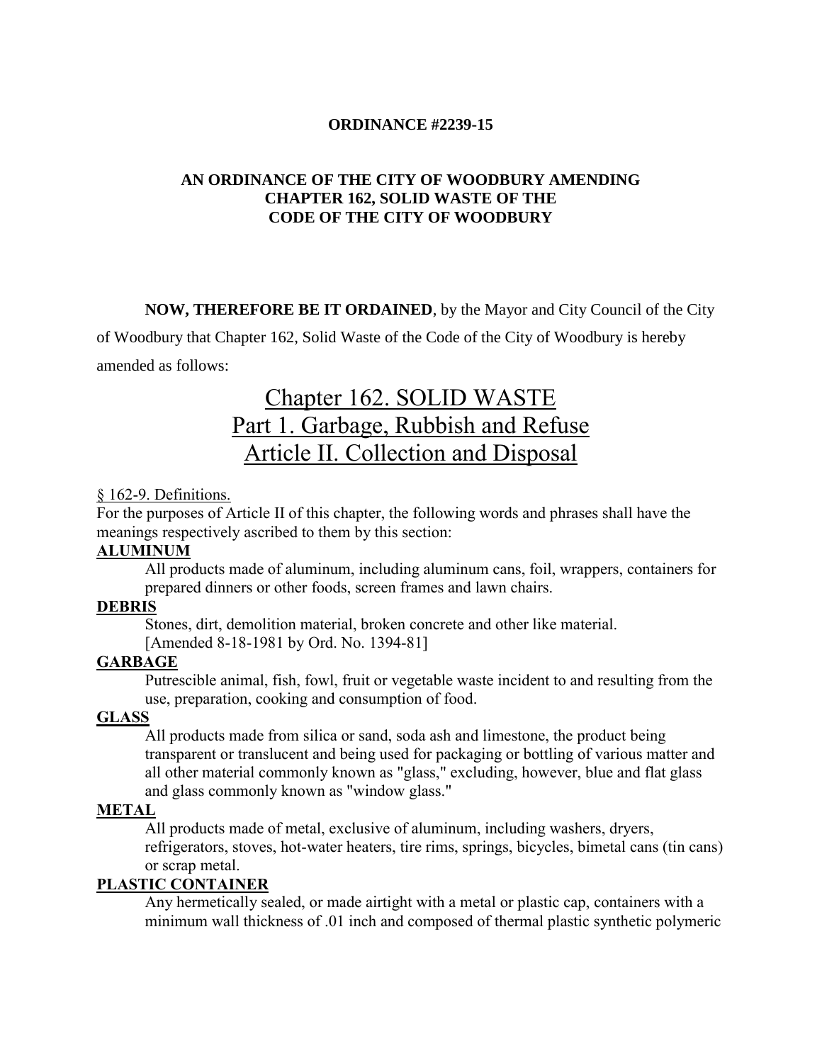**ORDINANCE #2239-15**

**AN ORDINANCE OF THE CITY OF WOODBURY AMENDING CHAPTER 162, SOLID WASTE OF THE CODE OF THE CITY OF WOODBURY**

**NOW, THEREFORE BE IT ORDAINED**, by the Mayor and City Council of the City of Woodbury that Chapter 162, Solid Waste of the Code of the City of Woodbury is hereby amended as follows:

# Chapter 162. SOLID WASTE
# Part 1. Garbage, Rubbish and Refuse
# Article II. Collection and Disposal

§ 162-9. Definitions.

For the purposes of Article II of this chapter, the following words and phrases shall have the meanings respectively ascribed to them by this section:

**ALUMINUM**

All products made of aluminum, including aluminum cans, foil, wrappers, containers for prepared dinners or other foods, screen frames and lawn chairs.

**DEBRIS**

Stones, dirt, demolition material, broken concrete and other like material.
[Amended 8-18-1981 by Ord. No. 1394-81]

**GARBAGE**

Putrescible animal, fish, fowl, fruit or vegetable waste incident to and resulting from the use, preparation, cooking and consumption of food.

**GLASS**

All products made from silica or sand, soda ash and limestone, the product being transparent or translucent and being used for packaging or bottling of various matter and all other material commonly known as "glass," excluding, however, blue and flat glass and glass commonly known as "window glass."

**METAL**

All products made of metal, exclusive of aluminum, including washers, dryers, refrigerators, stoves, hot-water heaters, tire rims, springs, bicycles, bimetal cans (tin cans) or scrap metal.

**PLASTIC CONTAINER**

Any hermetically sealed, or made airtight with a metal or plastic cap, containers with a minimum wall thickness of .01 inch and composed of thermal plastic synthetic polymeric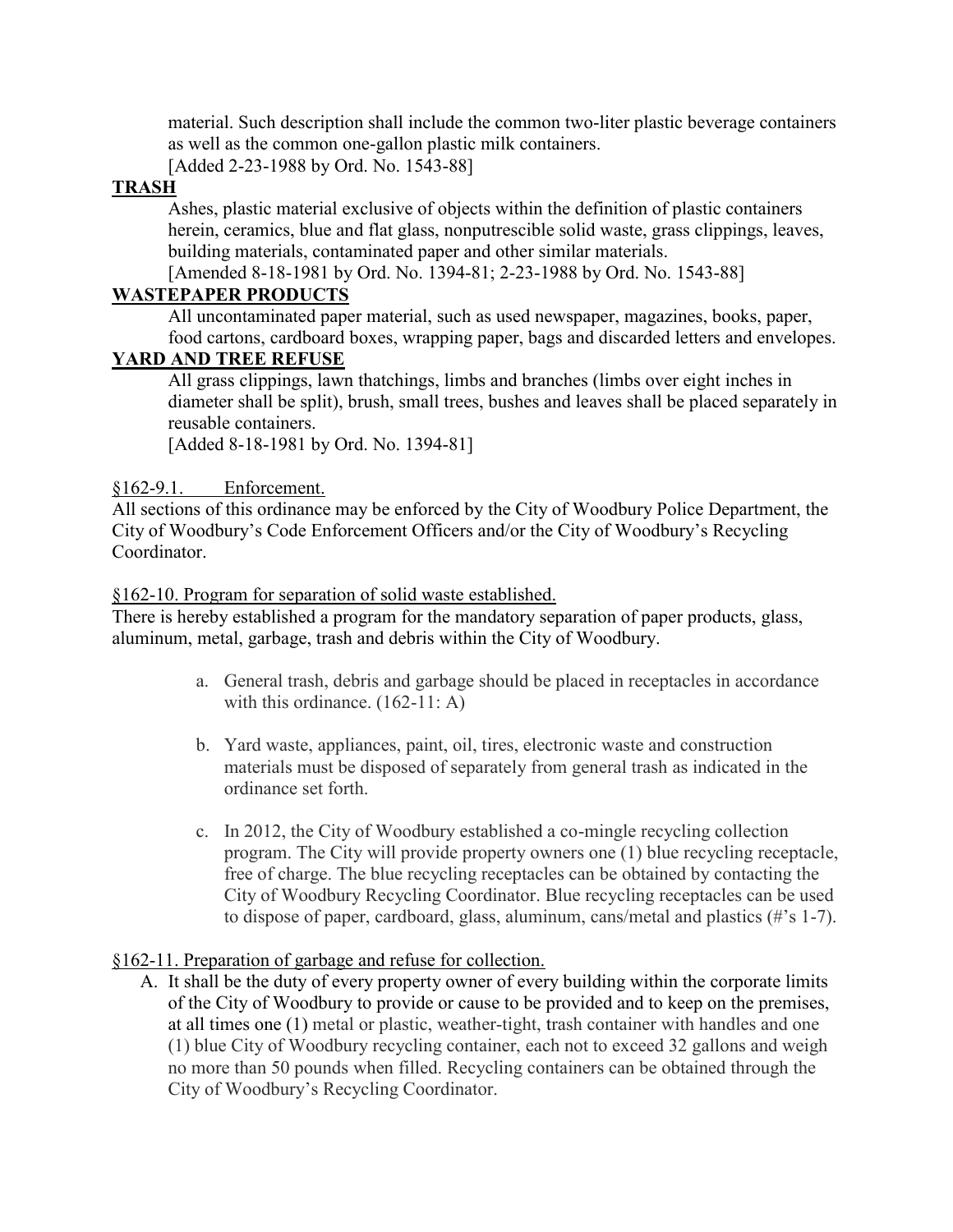material. Such description shall include the common two-liter plastic beverage containers as well as the common one-gallon plastic milk containers.
[Added 2-23-1988 by Ord. No. 1543-88]

**TRASH**

Ashes, plastic material exclusive of objects within the definition of plastic containers herein, ceramics, blue and flat glass, nonputrescible solid waste, grass clippings, leaves, building materials, contaminated paper and other similar materials.
[Amended 8-18-1981 by Ord. No. 1394-81; 2-23-1988 by Ord. No. 1543-88]

**WASTEPAPER PRODUCTS**

All uncontaminated paper material, such as used newspaper, magazines, books, paper, food cartons, cardboard boxes, wrapping paper, bags and discarded letters and envelopes.

**YARD AND TREE REFUSE**

All grass clippings, lawn thatchings, limbs and branches (limbs over eight inches in diameter shall be split), brush, small trees, bushes and leaves shall be placed separately in reusable containers.
[Added 8-18-1981 by Ord. No. 1394-81]

§162-9.1. Enforcement.

All sections of this ordinance may be enforced by the City of Woodbury Police Department, the City of Woodbury's Code Enforcement Officers and/or the City of Woodbury's Recycling Coordinator.

§162-10. Program for separation of solid waste established.

There is hereby established a program for the mandatory separation of paper products, glass, aluminum, metal, garbage, trash and debris within the City of Woodbury.

a. General trash, debris and garbage should be placed in receptacles in accordance with this ordinance. (162-11: A)

b. Yard waste, appliances, paint, oil, tires, electronic waste and construction materials must be disposed of separately from general trash as indicated in the ordinance set forth.

c. In 2012, the City of Woodbury established a co-mingle recycling collection program. The City will provide property owners one (1) blue recycling receptacle, free of charge. The blue recycling receptacles can be obtained by contacting the City of Woodbury Recycling Coordinator. Blue recycling receptacles can be used to dispose of paper, cardboard, glass, aluminum, cans/metal and plastics (#'s 1-7).

§162-11. Preparation of garbage and refuse for collection.

A. It shall be the duty of every property owner of every building within the corporate limits of the City of Woodbury to provide or cause to be provided and to keep on the premises, at all times one (1) metal or plastic, weather-tight, trash container with handles and one (1) blue City of Woodbury recycling container, each not to exceed 32 gallons and weigh no more than 50 pounds when filled. Recycling containers can be obtained through the City of Woodbury's Recycling Coordinator.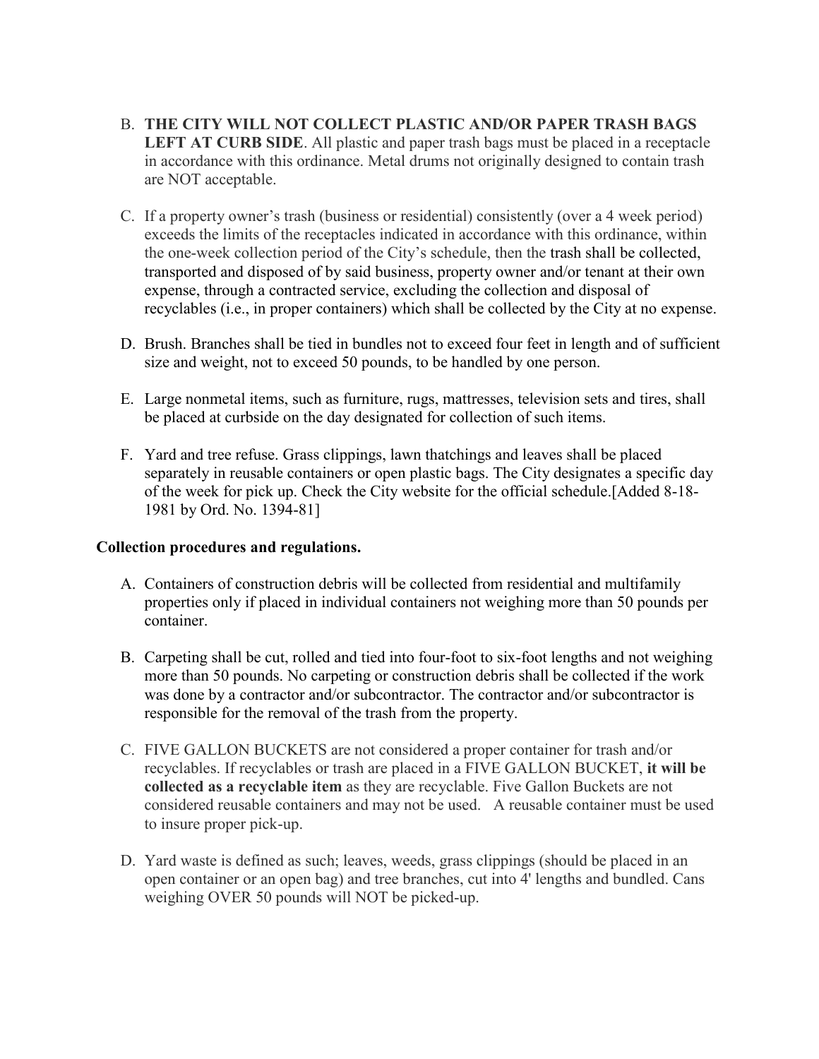B. **THE CITY WILL NOT COLLECT PLASTIC AND/OR PAPER TRASH BAGS LEFT AT CURB SIDE**. All plastic and paper trash bags must be placed in a receptacle in accordance with this ordinance. Metal drums not originally designed to contain trash are NOT acceptable.

C. If a property owner's trash (business or residential) consistently (over a 4 week period) exceeds the limits of the receptacles indicated in accordance with this ordinance, within the one-week collection period of the City's schedule, then the trash shall be collected, transported and disposed of by said business, property owner and/or tenant at their own expense, through a contracted service, excluding the collection and disposal of recyclables (i.e., in proper containers) which shall be collected by the City at no expense.

D. Brush. Branches shall be tied in bundles not to exceed four feet in length and of sufficient size and weight, not to exceed 50 pounds, to be handled by one person.

E. Large nonmetal items, such as furniture, rugs, mattresses, television sets and tires, shall be placed at curbside on the day designated for collection of such items.

F. Yard and tree refuse. Grass clippings, lawn thatchings and leaves shall be placed separately in reusable containers or open plastic bags. The City designates a specific day of the week for pick up. Check the City website for the official schedule.[Added 8-18-1981 by Ord. No. 1394-81]

**Collection procedures and regulations.**

A. Containers of construction debris will be collected from residential and multifamily properties only if placed in individual containers not weighing more than 50 pounds per container.

B. Carpeting shall be cut, rolled and tied into four-foot to six-foot lengths and not weighing more than 50 pounds. No carpeting or construction debris shall be collected if the work was done by a contractor and/or subcontractor. The contractor and/or subcontractor is responsible for the removal of the trash from the property.

C. FIVE GALLON BUCKETS are not considered a proper container for trash and/or recyclables. If recyclables or trash are placed in a FIVE GALLON BUCKET, **it will be collected as a recyclable item** as they are recyclable. Five Gallon Buckets are not considered reusable containers and may not be used. A reusable container must be used to insure proper pick-up.

D. Yard waste is defined as such; leaves, weeds, grass clippings (should be placed in an open container or an open bag) and tree branches, cut into 4' lengths and bundled. Cans weighing OVER 50 pounds will NOT be picked-up.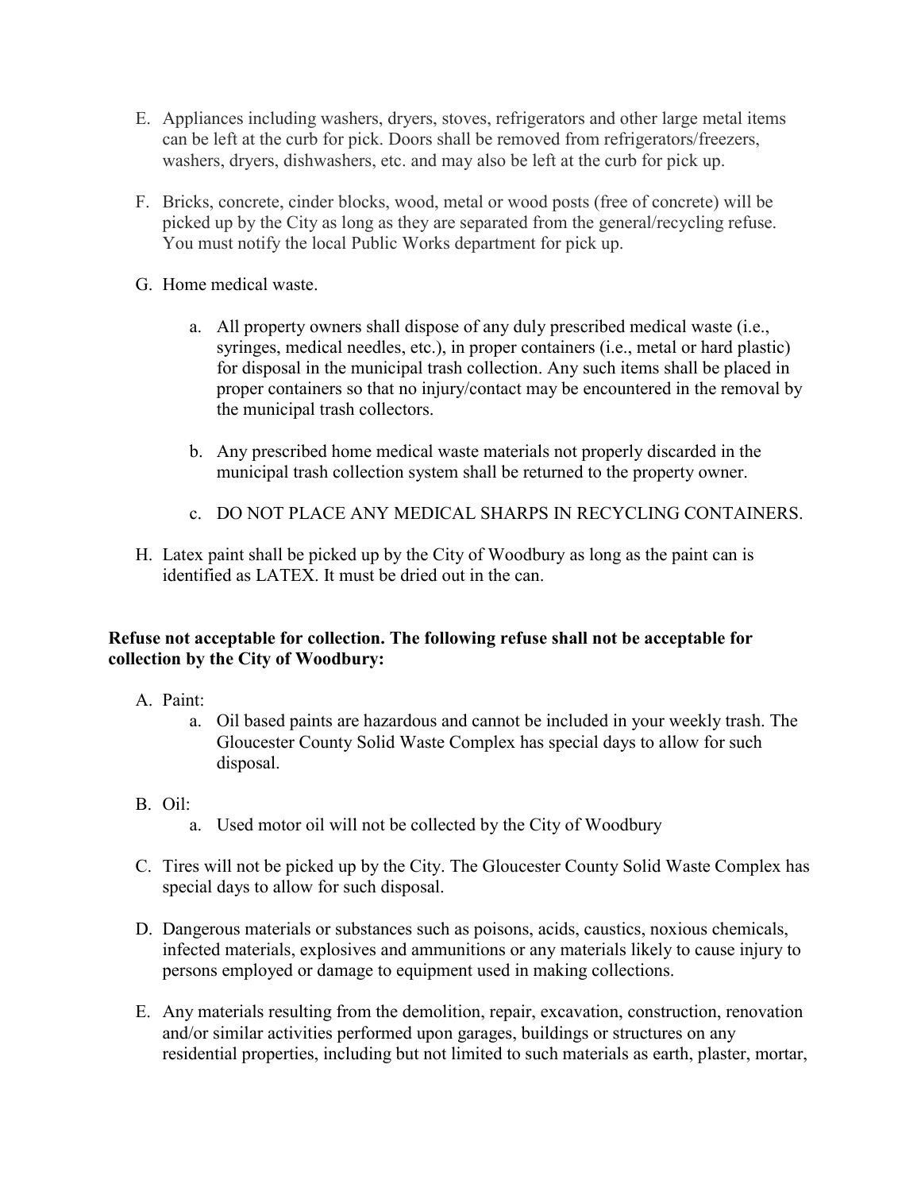E. Appliances including washers, dryers, stoves, refrigerators and other large metal items can be left at the curb for pick. Doors shall be removed from refrigerators/freezers, washers, dryers, dishwashers, etc. and may also be left at the curb for pick up.

F. Bricks, concrete, cinder blocks, wood, metal or wood posts (free of concrete) will be picked up by the City as long as they are separated from the general/recycling refuse. You must notify the local Public Works department for pick up.

G. Home medical waste.

   a. All property owners shall dispose of any duly prescribed medical waste (i.e., syringes, medical needles, etc.), in proper containers (i.e., metal or hard plastic) for disposal in the municipal trash collection. Any such items shall be placed in proper containers so that no injury/contact may be encountered in the removal by the municipal trash collectors.

   b. Any prescribed home medical waste materials not properly discarded in the municipal trash collection system shall be returned to the property owner.

   c. DO NOT PLACE ANY MEDICAL SHARPS IN RECYCLING CONTAINERS.

H. Latex paint shall be picked up by the City of Woodbury as long as the paint can is identified as LATEX. It must be dried out in the can.

**Refuse not acceptable for collection. The following refuse shall not be acceptable for collection by the City of Woodbury:**

A. Paint:

   a. Oil based paints are hazardous and cannot be included in your weekly trash. The Gloucester County Solid Waste Complex has special days to allow for such disposal.

B. Oil:

   a. Used motor oil will not be collected by the City of Woodbury

C. Tires will not be picked up by the City. The Gloucester County Solid Waste Complex has special days to allow for such disposal.

D. Dangerous materials or substances such as poisons, acids, caustics, noxious chemicals, infected materials, explosives and ammunitions or any materials likely to cause injury to persons employed or damage to equipment used in making collections.

E. Any materials resulting from the demolition, repair, excavation, construction, renovation and/or similar activities performed upon garages, buildings or structures on any residential properties, including but not limited to such materials as earth, plaster, mortar,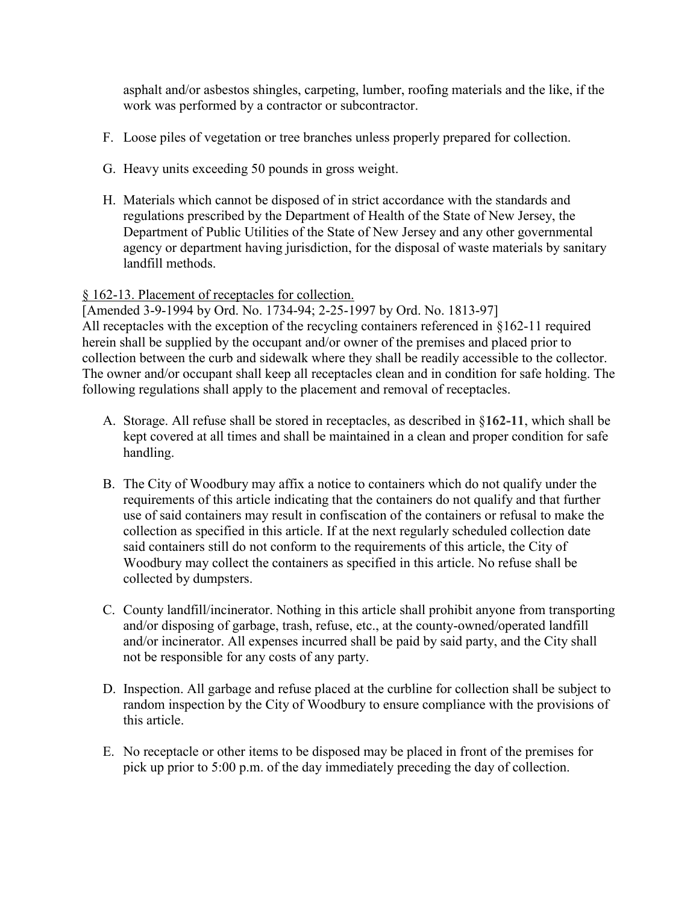asphalt and/or asbestos shingles, carpeting, lumber, roofing materials and the like, if the work was performed by a contractor or subcontractor.

F. Loose piles of vegetation or tree branches unless properly prepared for collection.

G. Heavy units exceeding 50 pounds in gross weight.

H. Materials which cannot be disposed of in strict accordance with the standards and regulations prescribed by the Department of Health of the State of New Jersey, the Department of Public Utilities of the State of New Jersey and any other governmental agency or department having jurisdiction, for the disposal of waste materials by sanitary landfill methods.

§ 162-13. Placement of receptacles for collection.

[Amended 3-9-1994 by Ord. No. 1734-94; 2-25-1997 by Ord. No. 1813-97]

All receptacles with the exception of the recycling containers referenced in §162-11 required herein shall be supplied by the occupant and/or owner of the premises and placed prior to collection between the curb and sidewalk where they shall be readily accessible to the collector. The owner and/or occupant shall keep all receptacles clean and in condition for safe holding. The following regulations shall apply to the placement and removal of receptacles.

A. Storage. All refuse shall be stored in receptacles, as described in §**162-11**, which shall be kept covered at all times and shall be maintained in a clean and proper condition for safe handling.

B. The City of Woodbury may affix a notice to containers which do not qualify under the requirements of this article indicating that the containers do not qualify and that further use of said containers may result in confiscation of the containers or refusal to make the collection as specified in this article. If at the next regularly scheduled collection date said containers still do not conform to the requirements of this article, the City of Woodbury may collect the containers as specified in this article. No refuse shall be collected by dumpsters.

C. County landfill/incinerator. Nothing in this article shall prohibit anyone from transporting and/or disposing of garbage, trash, refuse, etc., at the county-owned/operated landfill and/or incinerator. All expenses incurred shall be paid by said party, and the City shall not be responsible for any costs of any party.

D. Inspection. All garbage and refuse placed at the curbline for collection shall be subject to random inspection by the City of Woodbury to ensure compliance with the provisions of this article.

E. No receptacle or other items to be disposed may be placed in front of the premises for pick up prior to 5:00 p.m. of the day immediately preceding the day of collection.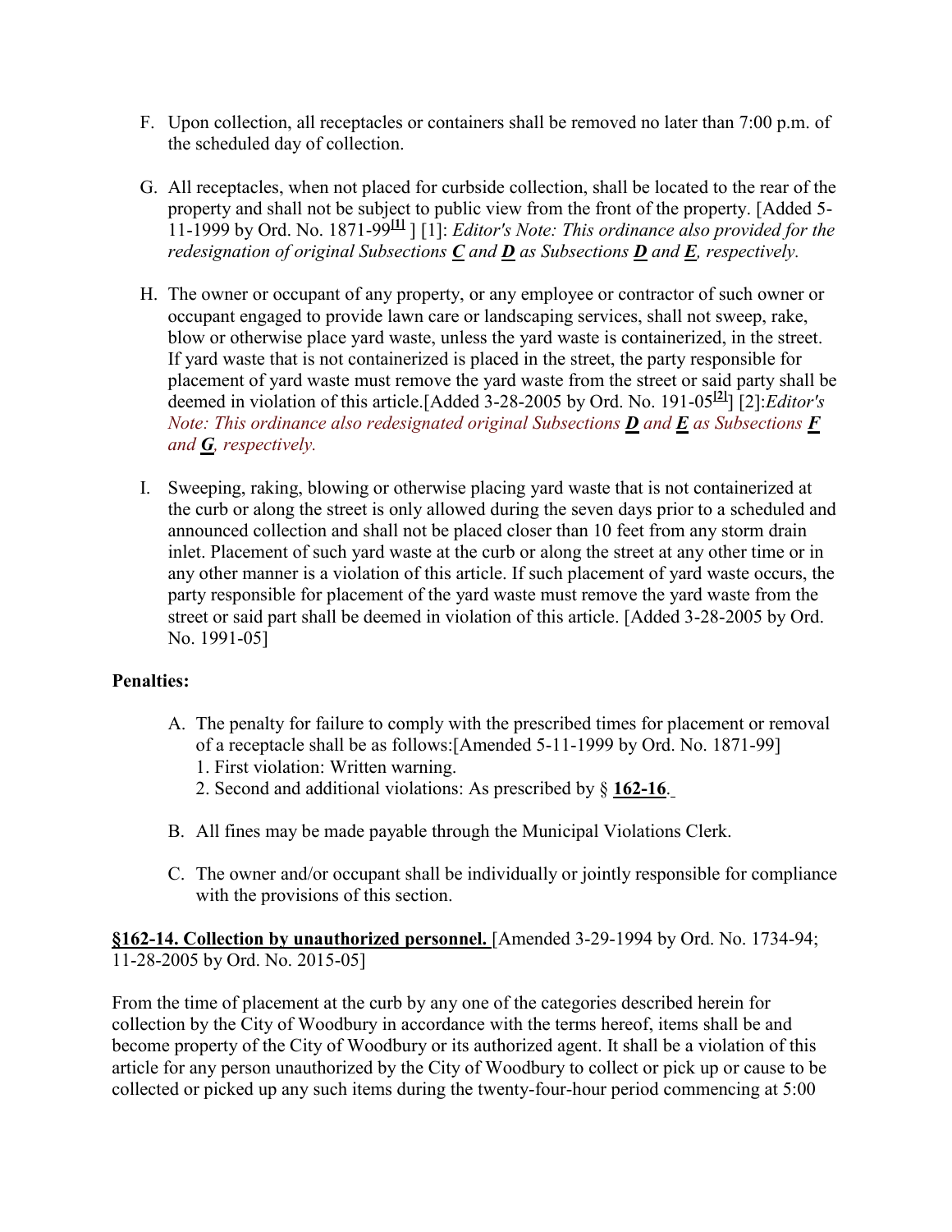F. Upon collection, all receptacles or containers shall be removed no later than 7:00 p.m. of the scheduled day of collection.

G. All receptacles, when not placed for curbside collection, shall be located to the rear of the property and shall not be subject to public view from the front of the property. [Added 5-11-1999 by Ord. No. 1871-99[1] ] [1]: *Editor's Note: This ordinance also provided for the redesignation of original Subsections **C** and **D** as Subsections **D** and **E**, respectively.*

H. The owner or occupant of any property, or any employee or contractor of such owner or occupant engaged to provide lawn care or landscaping services, shall not sweep, rake, blow or otherwise place yard waste, unless the yard waste is containerized, in the street. If yard waste that is not containerized is placed in the street, the party responsible for placement of yard waste must remove the yard waste from the street or said party shall be deemed in violation of this article.[Added 3-28-2005 by Ord. No. 191-05[2]] [2]:*Editor's Note: This ordinance also redesignated original Subsections **D** and **E** as Subsections **F** and **G**, respectively.*

I. Sweeping, raking, blowing or otherwise placing yard waste that is not containerized at the curb or along the street is only allowed during the seven days prior to a scheduled and announced collection and shall not be placed closer than 10 feet from any storm drain inlet. Placement of such yard waste at the curb or along the street at any other time or in any other manner is a violation of this article. If such placement of yard waste occurs, the party responsible for placement of the yard waste must remove the yard waste from the street or said part shall be deemed in violation of this article. [Added 3-28-2005 by Ord. No. 1991-05]

**Penalties:**

A. The penalty for failure to comply with the prescribed times for placement or removal of a receptacle shall be as follows:[Amended 5-11-1999 by Ord. No. 1871-99]
   1. First violation: Written warning.
   2. Second and additional violations: As prescribed by § **162-16**.

B. All fines may be made payable through the Municipal Violations Clerk.

C. The owner and/or occupant shall be individually or jointly responsible for compliance with the provisions of this section.

**§162-14. Collection by unauthorized personnel.** [Amended 3-29-1994 by Ord. No. 1734-94; 11-28-2005 by Ord. No. 2015-05]

From the time of placement at the curb by any one of the categories described herein for collection by the City of Woodbury in accordance with the terms hereof, items shall be and become property of the City of Woodbury or its authorized agent. It shall be a violation of this article for any person unauthorized by the City of Woodbury to collect or pick up or cause to be collected or picked up any such items during the twenty-four-hour period commencing at 5:00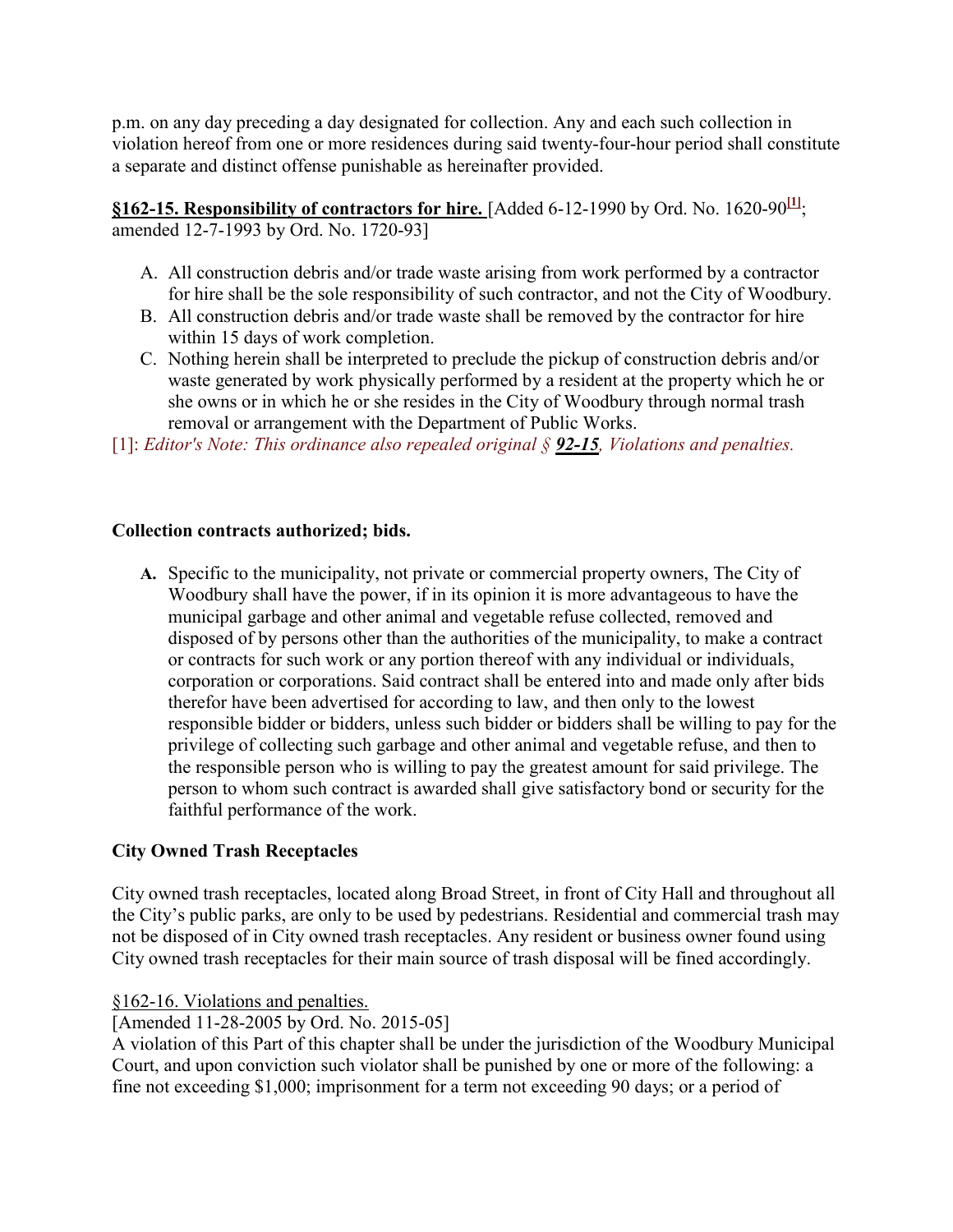p.m. on any day preceding a day designated for collection. Any and each such collection in violation hereof from one or more residences during said twenty-four-hour period shall constitute a separate and distinct offense punishable as hereinafter provided.

**§162-15. Responsibility of contractors for hire.** [Added 6-12-1990 by Ord. No. 1620-90[1]; amended 12-7-1993 by Ord. No. 1720-93]

A. All construction debris and/or trade waste arising from work performed by a contractor for hire shall be the sole responsibility of such contractor, and not the City of Woodbury.
B. All construction debris and/or trade waste shall be removed by the contractor for hire within 15 days of work completion.
C. Nothing herein shall be interpreted to preclude the pickup of construction debris and/or waste generated by work physically performed by a resident at the property which he or she owns or in which he or she resides in the City of Woodbury through normal trash removal or arrangement with the Department of Public Works.

[1]: *Editor's Note: This ordinance also repealed original § **92-15**, Violations and penalties.*

**Collection contracts authorized; bids.**

**A.** Specific to the municipality, not private or commercial property owners, The City of Woodbury shall have the power, if in its opinion it is more advantageous to have the municipal garbage and other animal and vegetable refuse collected, removed and disposed of by persons other than the authorities of the municipality, to make a contract or contracts for such work or any portion thereof with any individual or individuals, corporation or corporations. Said contract shall be entered into and made only after bids therefor have been advertised for according to law, and then only to the lowest responsible bidder or bidders, unless such bidder or bidders shall be willing to pay for the privilege of collecting such garbage and other animal and vegetable refuse, and then to the responsible person who is willing to pay the greatest amount for said privilege. The person to whom such contract is awarded shall give satisfactory bond or security for the faithful performance of the work.

**City Owned Trash Receptacles**

City owned trash receptacles, located along Broad Street, in front of City Hall and throughout all the City's public parks, are only to be used by pedestrians. Residential and commercial trash may not be disposed of in City owned trash receptacles. Any resident or business owner found using City owned trash receptacles for their main source of trash disposal will be fined accordingly.

§162-16. Violations and penalties.

[Amended 11-28-2005 by Ord. No. 2015-05]

A violation of this Part of this chapter shall be under the jurisdiction of the Woodbury Municipal Court, and upon conviction such violator shall be punished by one or more of the following: a fine not exceeding $1,000; imprisonment for a term not exceeding 90 days; or a period of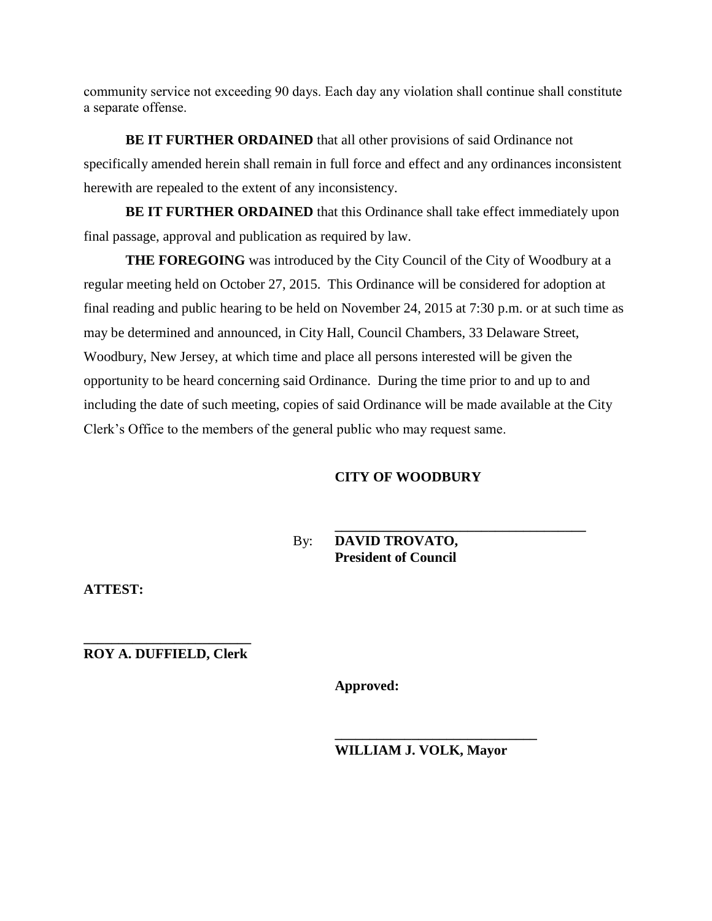community service not exceeding 90 days. Each day any violation shall continue shall constitute a separate offense.

**BE IT FURTHER ORDAINED** that all other provisions of said Ordinance not specifically amended herein shall remain in full force and effect and any ordinances inconsistent herewith are repealed to the extent of any inconsistency.

**BE IT FURTHER ORDAINED** that this Ordinance shall take effect immediately upon final passage, approval and publication as required by law.

**THE FOREGOING** was introduced by the City Council of the City of Woodbury at a regular meeting held on October 27, 2015. This Ordinance will be considered for adoption at final reading and public hearing to be held on November 24, 2015 at 7:30 p.m. or at such time as may be determined and announced, in City Hall, Council Chambers, 33 Delaware Street, Woodbury, New Jersey, at which time and place all persons interested will be given the opportunity to be heard concerning said Ordinance. During the time prior to and up to and including the date of such meeting, copies of said Ordinance will be made available at the City Clerk's Office to the members of the general public who may request same.

**CITY OF WOODBURY**

By: ____________________________________
**DAVID TROVATO,**
**President of Council**

**ATTEST:**

________________________
**ROY A. DUFFIELD, Clerk**

**Approved:**

_____________________________
**WILLIAM J. VOLK, Mayor**